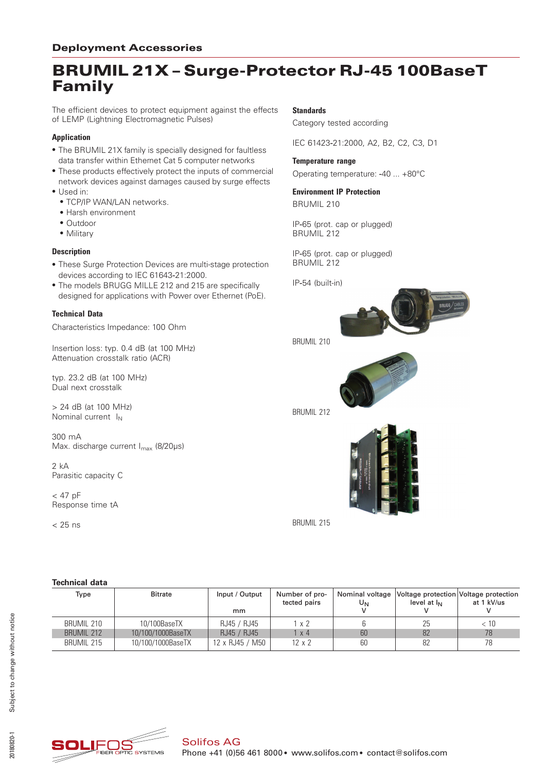## Deployment Accessories

# BRUMIL 21X – Surge-Protector RJ-45 100BaseT Family

The efficient devices to protect equipment against the effects of LEMP (Lightning Electromagnetic Pulses)

### Application

- The BRUMIL 21X family is specially designed for faultless data transfer within Ethernet Cat 5 computer networks
- These products effectively protect the inputs of commercial network devices against damages caused by surge effects
- Used in:
  - TCP/IP WAN/LAN networks.
  - Harsh environment
  - Outdoor
  - Military

### Description

- These Surge Protection Devices are multi-stage protection devices according to IEC 61643-21:2000.
- The models BRUGG MILLE 212 and 215 are specifically designed for applications with Power over Ethernet (PoE).

### Technical Data

Characteristics Impedance: 100 Ohm

Insertion loss: typ. 0.4 dB (at 100 MHz)
Attenuation crosstalk ratio (ACR)

typ. 23.2 dB (at 100 MHz)
Dual next crosstalk

> 24 dB (at 100 MHz)
Nominal current $I_N$

300 mA
Max. discharge current $I_{max}$ (8/20µs)

2 kA
Parasitic capacity C

< 47 pF
Response time tA

< 25 ns

### Standards

Category tested according

IEC 61423-21:2000, A2, B2, C2, C3, D1

### Temperature range

Operating temperature: -40 ... +80°C

### Environment IP Protection

BRUMIL 210

IP-65 (prot. cap or plugged)
BRUMIL 212

IP-65 (prot. cap or plugged)
BRUMIL 212

IP-54 (built-in)

BRUMIL 210

BRUMIL 212

BRUMIL 215

### Technical data

| Type | Bitrate | Input / Output<br>mm | Number of protected pairs | Nominal voltage $U_N$<br>V | Voltage protection level at $I_N$<br>V | Voltage protection at 1 kV/us<br>V |
|---|---|---|---|---|---|---|
| BRUMIL 210 | 10/100BaseTX | RJ45 / RJ45 | 1 x 2 | 6 | 25 | < 10 |
| BRUMIL 212 | 10/100/1000BaseTX | RJ45 / RJ45 | 1 x 4 | 60 | 82 | 78 |
| BRUMIL 215 | 10/100/1000BaseTX | 12 x RJ45 / M50 | 12 x 2 | 60 | 82 | 78 |

Subject to change without notice

20180820-1

SOLIFOS FIBER OPTIC SYSTEMS

Solifos AG
Phone +41 (0)56 461 8000 • www.solifos.com • contact@solifos.com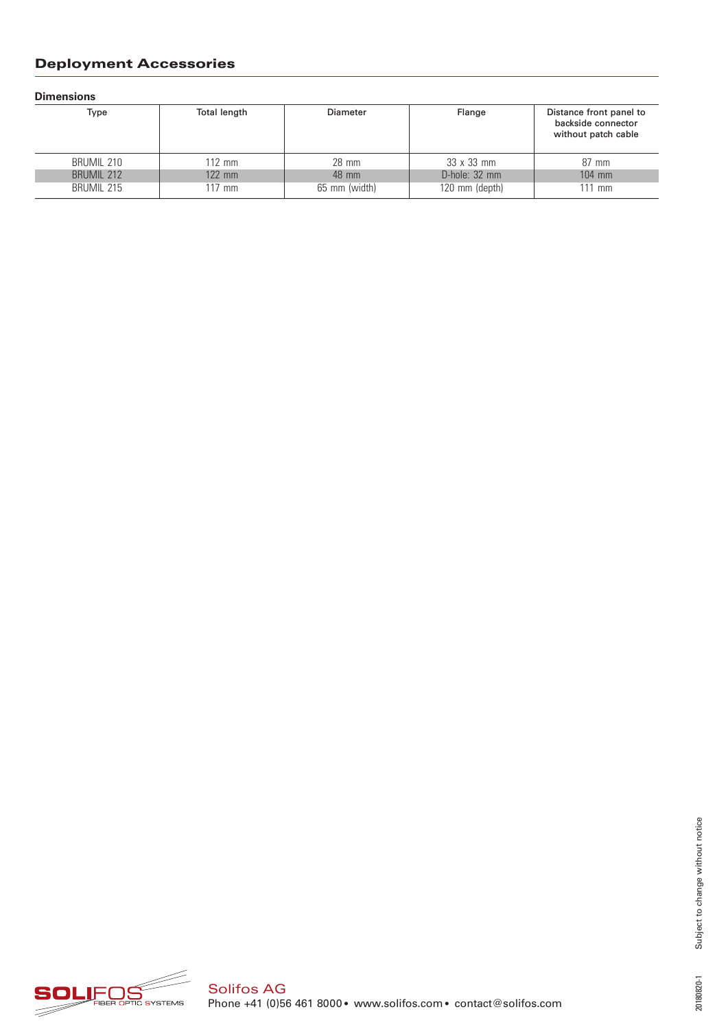## Deployment Accessories

### Dimensions

| Type | Total length | Diameter | Flange | Distance front panel to backside connector without patch cable |
|---|---|---|---|---|
| BRUMIL 210 | 112 mm | 28 mm | 33 x 33 mm | 87 mm |
| BRUMIL 212 | 122 mm | 48 mm | D-hole: 32 mm | 104 mm |
| BRUMIL 215 | 117 mm | 65 mm (width) | 120 mm (depth) | 111 mm |

Solifos AG
Phone +41 (0)56 461 8000 • www.solifos.com • contact@solifos.com

Subject to change without notice

20180820-1